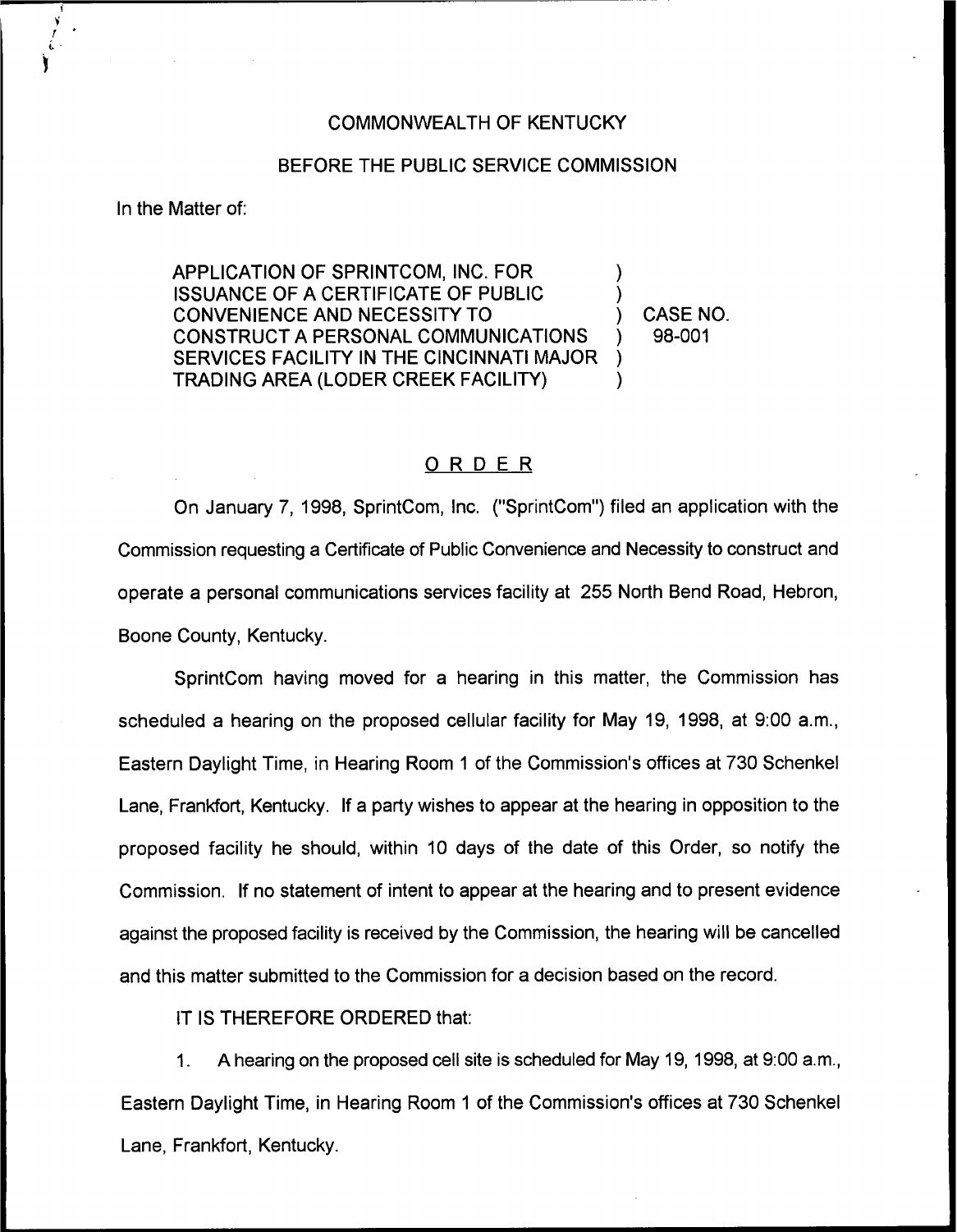COMMONWEALTH OF KENTUCKY

BEFORE THE PUBLIC SERVICE COMMISSION

In the Matter of:

APPLICATION OF SPRINTCOM, INC. FOR ISSUANCE OF A CERTIFICATE OF PUBLIC CONVENIENCE AND NECESSITY TO CONSTRUCT A PERSONAL COMMUNICATIONS SERVICES FACILITY IN THE CINCINNATI MAJOR TRADING AREA (LODER CREEK FACILITY) ) CASE NO. 98-001

## ORDER

On January 7, 1998, SprintCom, Inc. ("SprintCom") filed an application with the Commission requesting a Certificate of Public Convenience and Necessity to construct and operate a personal communications services facility at 255 North Bend Road, Hebron, Boone County, Kentucky.

SprintCom having moved for a hearing in this matter, the Commission has scheduled a hearing on the proposed cellular facility for May 19, 1998, at 9:00 a.m., Eastern Daylight Time, in Hearing Room 1 of the Commission's offices at 730 Schenkel Lane, Frankfort, Kentucky. If a party wishes to appear at the hearing in opposition to the proposed facility he should, within 10 days of the date of this Order, so notify the Commission. If no statement of intent to appear at the hearing and to present evidence against the proposed facility is received by the Commission, the hearing will be cancelled and this matter submitted to the Commission for a decision based on the record.

IT IS THEREFORE ORDERED that:

1. A hearing on the proposed cell site is scheduled for May 19, 1998, at 9:00 a.m., Eastern Daylight Time, in Hearing Room 1 of the Commission's offices at 730 Schenkel Lane, Frankfort, Kentucky.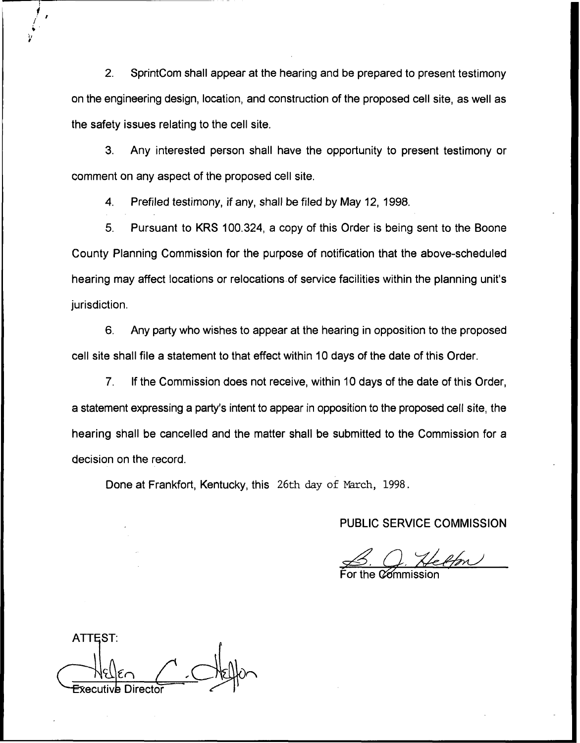2. SprintCom shall appear at the hearing and be prepared to present testimony on the engineering design, location, and construction of the proposed cell site, as well as the safety issues relating to the cell site.

3. Any interested person shall have the opportunity to present testimony or comment on any aspect of the proposed cell site.

4. Prefiled testimony, if any, shall be filed by May 12, 1998.

5. Pursuant to KRS 100.324, a copy of this Order is being sent to the Boone County Planning Commission for the purpose of notification that the above-scheduled hearing may affect locations or relocations of service facilities within the planning unit's jurisdiction.

6. Any party who wishes to appear at the hearing in opposition to the proposed cell site shall file a statement to that effect within 10 days of the date of this Order.

7. If the Commission does not receive, within 10 days of the date of this Order, a statement expressing a party's intent to appear in opposition to the proposed cell site, the hearing shall be cancelled and the matter shall be submitted to the Commission for a decision on the record.

Done at Frankfort, Kentucky, this 26th day of March, 1998.

PUBLIC SERVICE COMMISSION

B. J. Helton

For the Commission

ATTEST:

Helen C. Helton

Executive Director